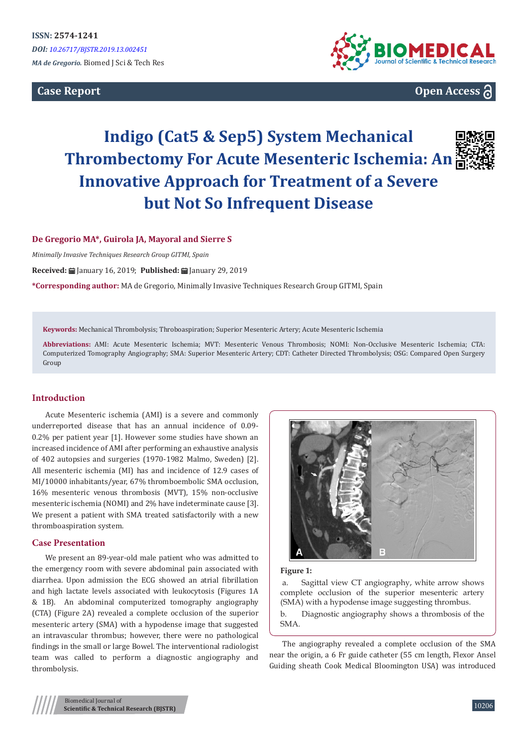ISSN: 2574-1241

*DOI: 10.26717/BJSTR.2019.13.002451*

*MA de Gregorio.* Biomed J Sci & Tech Res

**Case Report** **Open Access**

# Indigo (Cat5 & Sep5) System Mechanical Thrombectomy For Acute Mesenteric Ischemia: An Innovative Approach for Treatment of a Severe but Not So Infrequent Disease

**De Gregorio MA\*, Guirola JA, Mayoral and Sierre S**

*Minimally Invasive Techniques Research Group GITMI, Spain*

**Received:** January 16, 2019; **Published:** January 29, 2019

**\*Corresponding author:** MA de Gregorio, Minimally Invasive Techniques Research Group GITMI, Spain

**Keywords:** Mechanical Thrombolysis; Throboaspiration; Superior Mesenteric Artery; Acute Mesenteric Ischemia

**Abbreviations:** AMI: Acute Mesenteric Ischemia; MVT: Mesenteric Venous Thrombosis; NOMI: Non-Occlusive Mesenteric Ischemia; CTA: Computerized Tomography Angiography; SMA: Superior Mesenteric Artery; CDT: Catheter Directed Thrombolysis; OSG: Compared Open Surgery Group

## Introduction

Acute Mesenteric ischemia (AMI) is a severe and commonly underreported disease that has an annual incidence of 0.09-0.2% per patient year [1]. However some studies have shown an increased incidence of AMI after performing an exhaustive analysis of 402 autopsies and surgeries (1970-1982 Malmo, Sweden) [2]. All mesenteric ischemia (MI) has and incidence of 12.9 cases of MI/10000 inhabitants/year, 67% thromboembolic SMA occlusion, 16% mesenteric venous thrombosis (MVT), 15% non-occlusive mesenteric ischemia (NOMI) and 2% have indeterminate cause [3]. We present a patient with SMA treated satisfactorily with a new thromboaspiration system.

## Case Presentation

We present an 89-year-old male patient who was admitted to the emergency room with severe abdominal pain associated with diarrhea. Upon admission the ECG showed an atrial fibrillation and high lactate levels associated with leukocytosis (Figures 1A & 1B). An abdominal computerized tomography angiography (CTA) (Figure 2A) revealed a complete occlusion of the superior mesenteric artery (SMA) with a hypodense image that suggested an intravascular thrombus; however, there were no pathological findings in the small or large Bowel. The interventional radiologist team was called to perform a diagnostic angiography and thrombolysis.

**Figure 1:**

a. Sagittal view CT angiography, white arrow shows complete occlusion of the superior mesenteric artery (SMA) with a hypodense image suggesting thrombus.

b. Diagnostic angiography shows a thrombosis of the SMA.

The angiography revealed a complete occlusion of the SMA near the origin, a 6 Fr guide catheter (55 cm length, Flexor Ansel Guiding sheath Cook Medical Bloomington USA) was introduced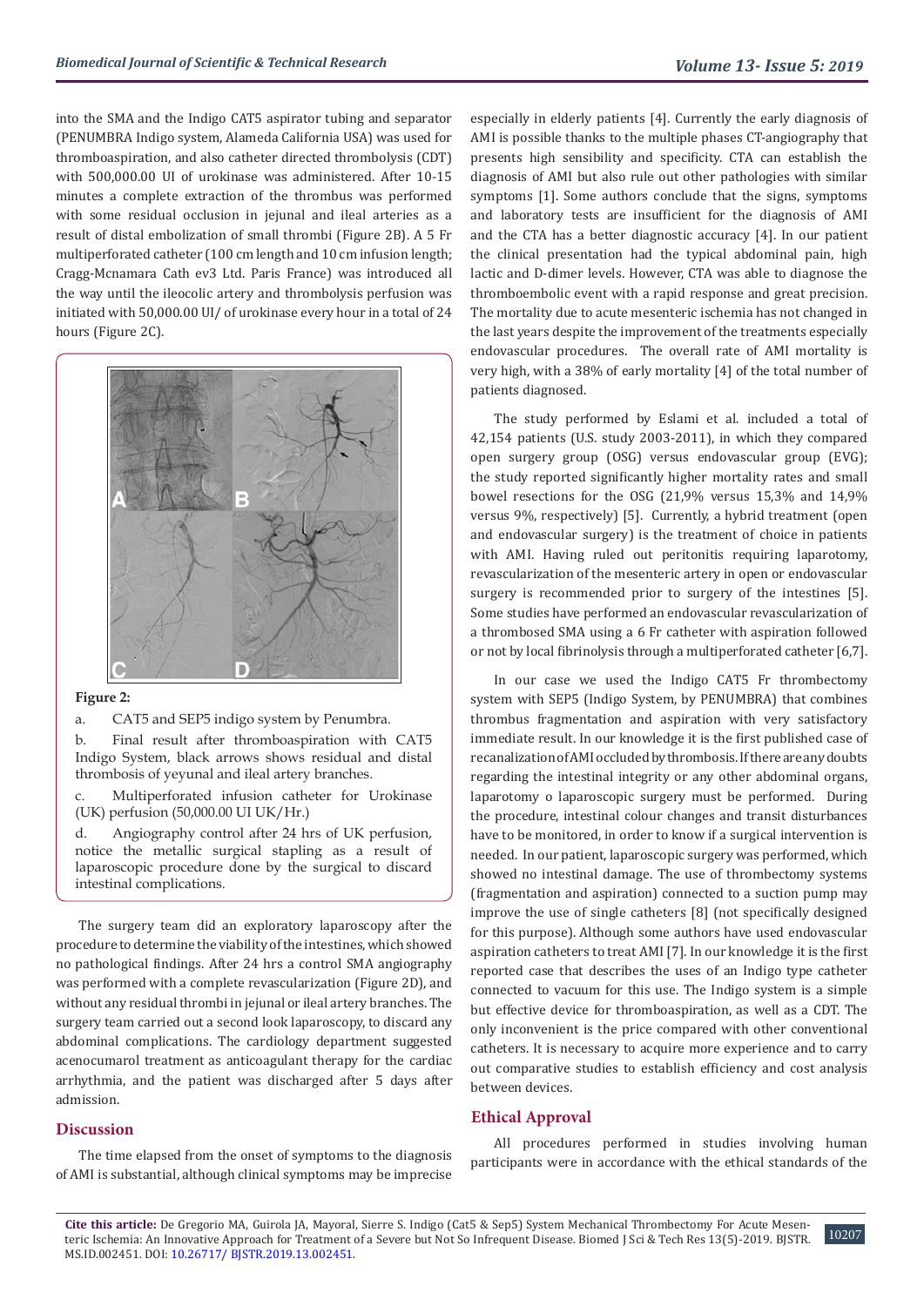into the SMA and the Indigo CAT5 aspirator tubing and separator (PENUMBRA Indigo system, Alameda California USA) was used for thromboaspiration, and also catheter directed thrombolysis (CDT) with 500,000.00 UI of urokinase was administered. After 10-15 minutes a complete extraction of the thrombus was performed with some residual occlusion in jejunal and ileal arteries as a result of distal embolization of small thrombi (Figure 2B). A 5 Fr multiperforated catheter (100 cm length and 10 cm infusion length; Cragg-Mcnamara Cath ev3 Ltd. Paris France) was introduced all the way until the ileocolic artery and thrombolysis perfusion was initiated with 50,000.00 UI/ of urokinase every hour in a total of 24 hours (Figure 2C).

**Figure 2:**

a. CAT5 and SEP5 indigo system by Penumbra.

b. Final result after thromboaspiration with CAT5 Indigo System, black arrows shows residual and distal thrombosis of yeyunal and ileal artery branches.

c. Multiperforated infusion catheter for Urokinase (UK) perfusion (50,000.00 UI UK/Hr.)

d. Angiography control after 24 hrs of UK perfusion, notice the metallic surgical stapling as a result of laparoscopic procedure done by the surgical to discard intestinal complications.

The surgery team did an exploratory laparoscopy after the procedure to determine the viability of the intestines, which showed no pathological findings. After 24 hrs a control SMA angiography was performed with a complete revascularization (Figure 2D), and without any residual thrombi in jejunal or ileal artery branches. The surgery team carried out a second look laparoscopy, to discard any abdominal complications. The cardiology department suggested acenocumarol treatment as anticoagulant therapy for the cardiac arrhythmia, and the patient was discharged after 5 days after admission.

## Discussion

The time elapsed from the onset of symptoms to the diagnosis of AMI is substantial, although clinical symptoms may be imprecise especially in elderly patients [4]. Currently the early diagnosis of AMI is possible thanks to the multiple phases CT-angiography that presents high sensibility and specificity. CTA can establish the diagnosis of AMI but also rule out other pathologies with similar symptoms [1]. Some authors conclude that the signs, symptoms and laboratory tests are insufficient for the diagnosis of AMI and the CTA has a better diagnostic accuracy [4]. In our patient the clinical presentation had the typical abdominal pain, high lactic and D-dimer levels. However, CTA was able to diagnose the thromboembolic event with a rapid response and great precision. The mortality due to acute mesenteric ischemia has not changed in the last years despite the improvement of the treatments especially endovascular procedures. The overall rate of AMI mortality is very high, with a 38% of early mortality [4] of the total number of patients diagnosed.

The study performed by Eslami et al. included a total of 42,154 patients (U.S. study 2003-2011), in which they compared open surgery group (OSG) versus endovascular group (EVG); the study reported significantly higher mortality rates and small bowel resections for the OSG (21,9% versus 15,3% and 14,9% versus 9%, respectively) [5]. Currently, a hybrid treatment (open and endovascular surgery) is the treatment of choice in patients with AMI. Having ruled out peritonitis requiring laparotomy, revascularization of the mesenteric artery in open or endovascular surgery is recommended prior to surgery of the intestines [5]. Some studies have performed an endovascular revascularization of a thrombosed SMA using a 6 Fr catheter with aspiration followed or not by local fibrinolysis through a multiperforated catheter [6,7].

In our case we used the Indigo CAT5 Fr thrombectomy system with SEP5 (Indigo System, by PENUMBRA) that combines thrombus fragmentation and aspiration with very satisfactory immediate result. In our knowledge it is the first published case of recanalization of AMI occluded by thrombosis. If there are any doubts regarding the intestinal integrity or any other abdominal organs, laparotomy o laparoscopic surgery must be performed. During the procedure, intestinal colour changes and transit disturbances have to be monitored, in order to know if a surgical intervention is needed. In our patient, laparoscopic surgery was performed, which showed no intestinal damage. The use of thrombectomy systems (fragmentation and aspiration) connected to a suction pump may improve the use of single catheters [8] (not specifically designed for this purpose). Although some authors have used endovascular aspiration catheters to treat AMI [7]. In our knowledge it is the first reported case that describes the uses of an Indigo type catheter connected to vacuum for this use. The Indigo system is a simple but effective device for thromboaspiration, as well as a CDT. The only inconvenient is the price compared with other conventional catheters. It is necessary to acquire more experience and to carry out comparative studies to establish efficiency and cost analysis between devices.

## Ethical Approval

All procedures performed in studies involving human participants were in accordance with the ethical standards of the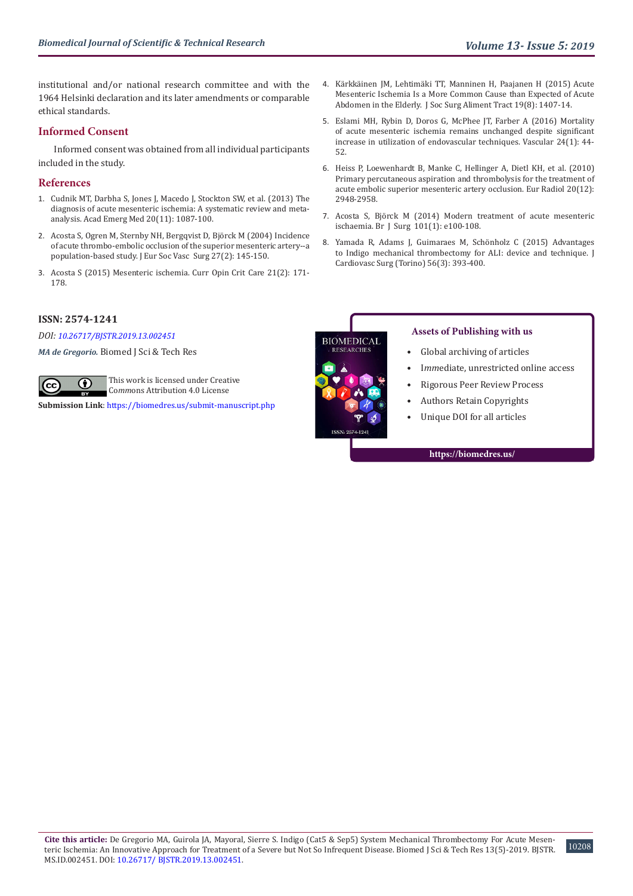institutional and/or national research committee and with the 1964 Helsinki declaration and its later amendments or comparable ethical standards.

## Informed Consent

Informed consent was obtained from all individual participants included in the study.

## References

1. Cudnik MT, Darbha S, Jones J, Macedo J, Stockton SW, et al. (2013) The diagnosis of acute mesenteric ischemia: A systematic review and meta-analysis. Acad Emerg Med 20(11): 1087-100.
2. Acosta S, Ogren M, Sternby NH, Bergqvist D, Björck M (2004) Incidence of acute thrombo-embolic occlusion of the superior mesenteric artery--a population-based study. J Eur Soc Vasc Surg 27(2): 145-150.
3. Acosta S (2015) Mesenteric ischemia. Curr Opin Crit Care 21(2): 171-178.
4. Kärkkäinen JM, Lehtimäki TT, Manninen H, Paajanen H (2015) Acute Mesenteric Ischemia Is a More Common Cause than Expected of Acute Abdomen in the Elderly. J Soc Surg Aliment Tract 19(8): 1407-14.
5. Eslami MH, Rybin D, Doros G, McPhee JT, Farber A (2016) Mortality of acute mesenteric ischemia remains unchanged despite significant increase in utilization of endovascular techniques. Vascular 24(1): 44-52.
6. Heiss P, Loewenhardt B, Manke C, Hellinger A, Dietl KH, et al. (2010) Primary percutaneous aspiration and thrombolysis for the treatment of acute embolic superior mesenteric artery occlusion. Eur Radiol 20(12): 2948-2958.
7. Acosta S, Björck M (2014) Modern treatment of acute mesenteric ischaemia. Br J Surg 101(1): e100-108.
8. Yamada R, Adams J, Guimaraes M, Schönholz C (2015) Advantages to Indigo mechanical thrombectomy for ALI: device and technique. J Cardiovasc Surg (Torino) 56(3): 393-400.

**ISSN: 2574-1241**

*DOI: 10.26717/BJSTR.2019.13.002451*

***MA de Gregorio.*** Biomed J Sci & Tech Res

This work is licensed under Creative Commons Attribution 4.0 License

**Submission Link**: https://biomedres.us/submit-manuscript.php

**Assets of Publishing with us**

- Global archiving of articles
- Immediate, unrestricted online access
- Rigorous Peer Review Process
- Authors Retain Copyrights
- Unique DOI for all articles

**https://biomedres.us/**

**Cite this article:** De Gregorio MA, Guirola JA, Mayoral, Sierre S. Indigo (Cat5 & Sep5) System Mechanical Thrombectomy For Acute Mesenteric Ischemia: An Innovative Approach for Treatment of a Severe but Not So Infrequent Disease. Biomed J Sci & Tech Res 13(5)-2019. BJSTR. MS.ID.002451. DOI: 10.26717/ BJSTR.2019.13.002451.